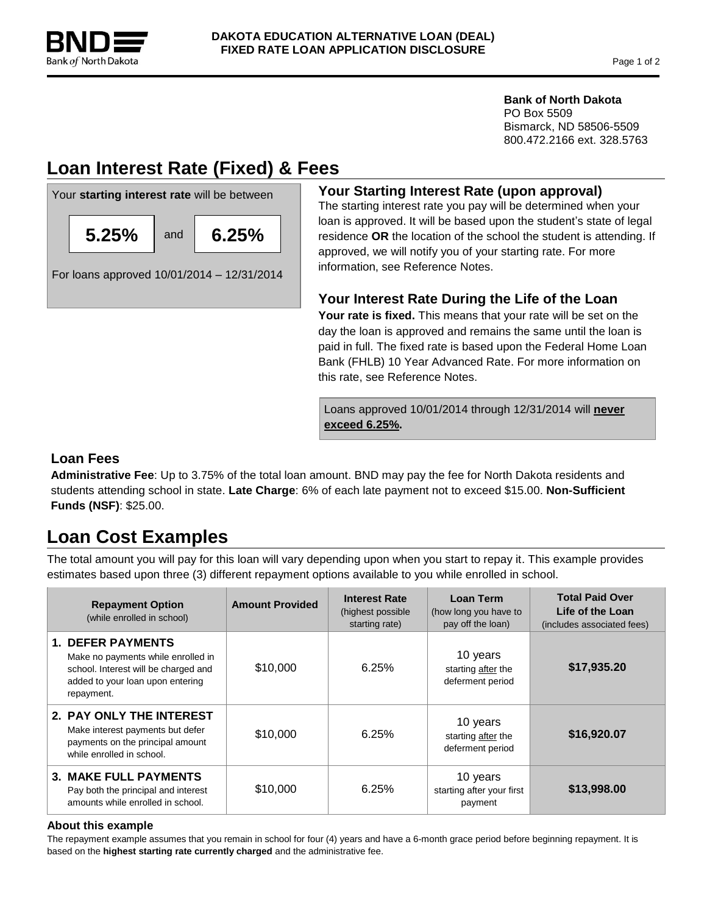**DAKOTA EDUCATION ALTERNATIVE LOAN (DEAL)**
**FIXED RATE LOAN APPLICATION DISCLOSURE**

**Bank of North Dakota**
PO Box 5509
Bismarck, ND 58506-5509
800.472.2166 ext. 328.5763

# Loan Interest Rate (Fixed) & Fees

Your **starting interest rate** will be between

**5.25%** and **6.25%**

For loans approved 10/01/2014 – 12/31/2014

### Your Starting Interest Rate (upon approval)

The starting interest rate you pay will be determined when your loan is approved. It will be based upon the student's state of legal residence **OR** the location of the school the student is attending. If approved, we will notify you of your starting rate. For more information, see Reference Notes.

### Your Interest Rate During the Life of the Loan

**Your rate is fixed.** This means that your rate will be set on the day the loan is approved and remains the same until the loan is paid in full. The fixed rate is based upon the Federal Home Loan Bank (FHLB) 10 Year Advanced Rate. For more information on this rate, see Reference Notes.

Loans approved 10/01/2014 through 12/31/2014 will **never exceed 6.25%.**

### Loan Fees

**Administrative Fee**: Up to 3.75% of the total loan amount. BND may pay the fee for North Dakota residents and students attending school in state. **Late Charge**: 6% of each late payment not to exceed $15.00. **Non-Sufficient Funds (NSF)**: $25.00.

# Loan Cost Examples

The total amount you will pay for this loan will vary depending upon when you start to repay it. This example provides estimates based upon three (3) different repayment options available to you while enrolled in school.

| Repayment Option (while enrolled in school) | Amount Provided | Interest Rate (highest possible starting rate) | Loan Term (how long you have to pay off the loan) | Total Paid Over Life of the Loan (includes associated fees) |
|---|---|---|---|---|
| **1. DEFER PAYMENTS** Make no payments while enrolled in school. Interest will be charged and added to your loan upon entering repayment. | $10,000 | 6.25% | 10 years starting after the deferment period | **$17,935.20** |
| **2. PAY ONLY THE INTEREST** Make interest payments but defer payments on the principal amount while enrolled in school. | $10,000 | 6.25% | 10 years starting after the deferment period | **$16,920.07** |
| **3. MAKE FULL PAYMENTS** Pay both the principal and interest amounts while enrolled in school. | $10,000 | 6.25% | 10 years starting after your first payment | **$13,998.00** |

**About this example**

The repayment example assumes that you remain in school for four (4) years and have a 6-month grace period before beginning repayment. It is based on the **highest starting rate currently charged** and the administrative fee.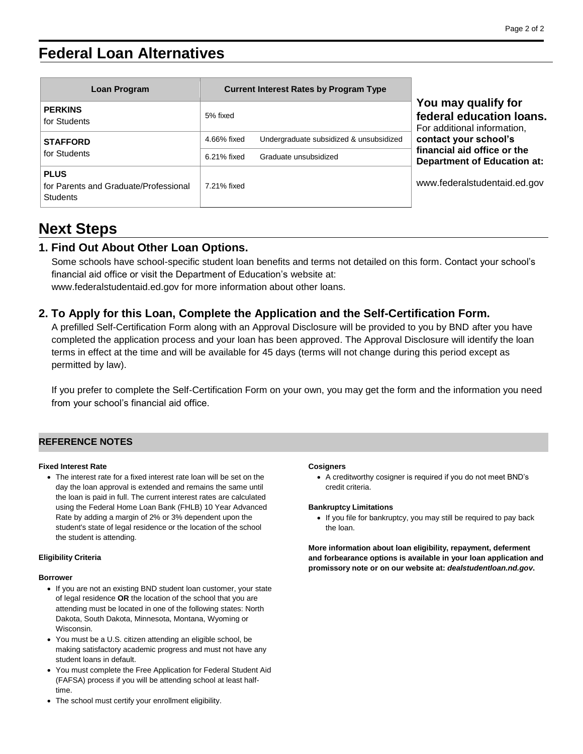# Federal Loan Alternatives

| Loan Program | Current Interest Rates by Program Type | |
|---|---|---|
| **PERKINS** for Students | 5% fixed | |
| **STAFFORD** for Students | 4.66% fixed | Undergraduate subsidized & unsubsidized |
| | 6.21% fixed | Graduate unsubsidized |
| **PLUS** for Parents and Graduate/Professional Students | 7.21% fixed | |

**You may qualify for federal education loans.** For additional information, **contact your school's financial aid office or the Department of Education at:**

www.federalstudentaid.ed.gov

# Next Steps

## 1. Find Out About Other Loan Options.

Some schools have school-specific student loan benefits and terms not detailed on this form. Contact your school's financial aid office or visit the Department of Education's website at: www.federalstudentaid.ed.gov for more information about other loans.

## 2. To Apply for this Loan, Complete the Application and the Self-Certification Form.

A prefilled Self-Certification Form along with an Approval Disclosure will be provided to you by BND after you have completed the application process and your loan has been approved. The Approval Disclosure will identify the loan terms in effect at the time and will be available for 45 days (terms will not change during this period except as permitted by law).

If you prefer to complete the Self-Certification Form on your own, you may get the form and the information you need from your school's financial aid office.

### REFERENCE NOTES

**Fixed Interest Rate**

- The interest rate for a fixed interest rate loan will be set on the day the loan approval is extended and remains the same until the loan is paid in full. The current interest rates are calculated using the Federal Home Loan Bank (FHLB) 10 Year Advanced Rate by adding a margin of 2% or 3% dependent upon the student's state of legal residence or the location of the school the student is attending.

**Eligibility Criteria**

**Borrower**

- If you are not an existing BND student loan customer, your state of legal residence **OR** the location of the school that you are attending must be located in one of the following states: North Dakota, South Dakota, Minnesota, Montana, Wyoming or Wisconsin.
- You must be a U.S. citizen attending an eligible school, be making satisfactory academic progress and must not have any student loans in default.
- You must complete the Free Application for Federal Student Aid (FAFSA) process if you will be attending school at least half-time.
- The school must certify your enrollment eligibility.

**Cosigners**

- A creditworthy cosigner is required if you do not meet BND's credit criteria.

**Bankruptcy Limitations**

- If you file for bankruptcy, you may still be required to pay back the loan.

**More information about loan eligibility, repayment, deferment and forbearance options is available in your loan application and promissory note or on our website at: *dealstudentloan.nd.gov*.**